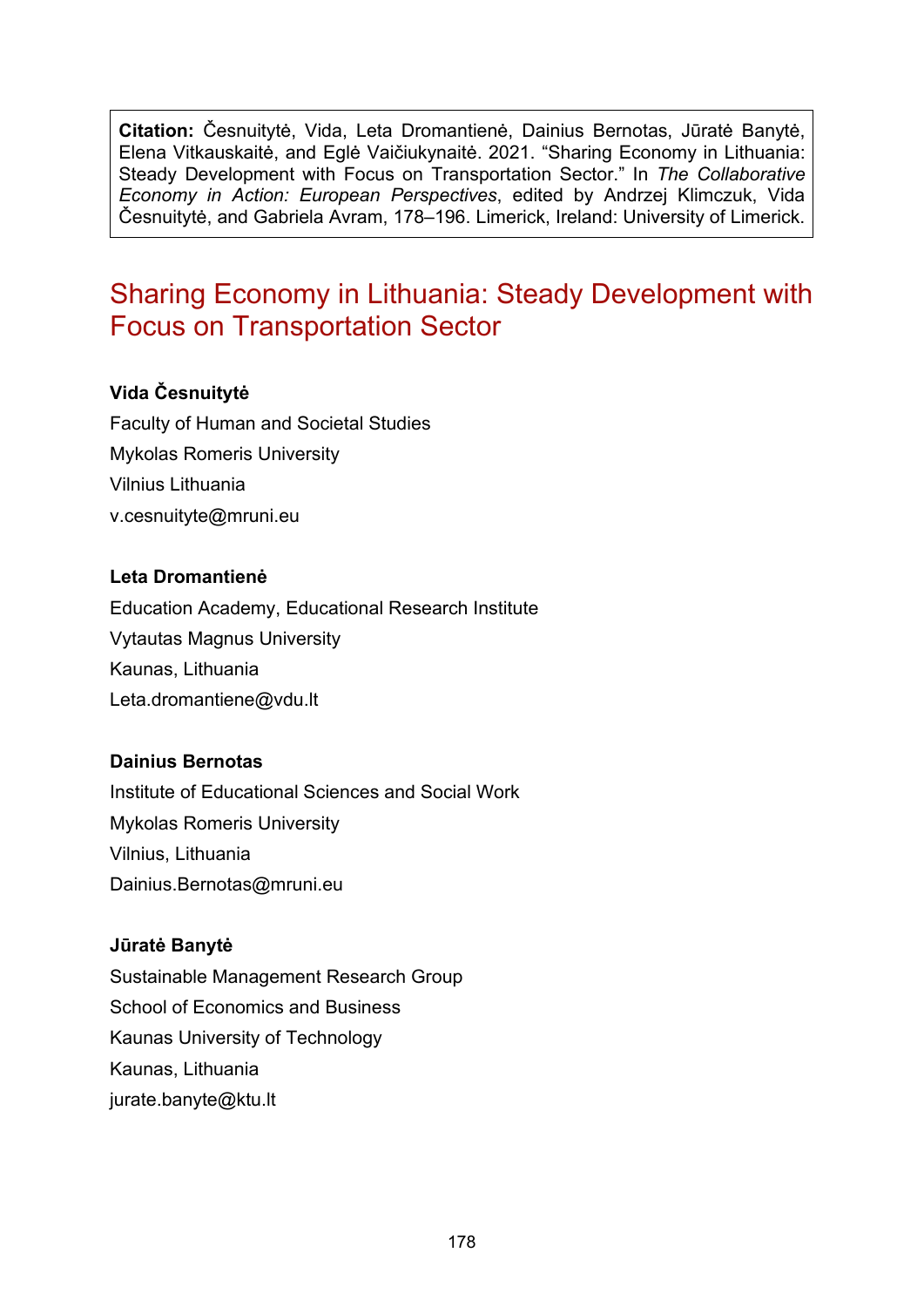**Citation:** Česnuitytė, Vida, Leta Dromantienė, Dainius Bernotas, Jūratė Banytė, Elena Vitkauskaitė, and Eglė Vaičiukynaitė. 2021. “Sharing Economy in Lithuania: Steady Development with Focus on Transportation Sector.” In *The Collaborative Economy in Action: European Perspectives*, edited by Andrzej Klimczuk, Vida Česnuitytė, and Gabriela Avram, 178–196. Limerick, Ireland: University of Limerick.

# Sharing Economy in Lithuania: Steady Development with Focus on Transportation Sector

**Vida Česnuitytė**
Faculty of Human and Societal Studies
Mykolas Romeris University
Vilnius Lithuania
v.cesnuityte@mruni.eu

**Leta Dromantienė**
Education Academy, Educational Research Institute
Vytautas Magnus University
Kaunas, Lithuania
Leta.dromantiene@vdu.lt

**Dainius Bernotas**
Institute of Educational Sciences and Social Work
Mykolas Romeris University
Vilnius, Lithuania
Dainius.Bernotas@mruni.eu

**Jūratė Banytė**
Sustainable Management Research Group
School of Economics and Business
Kaunas University of Technology
Kaunas, Lithuania
jurate.banyte@ktu.lt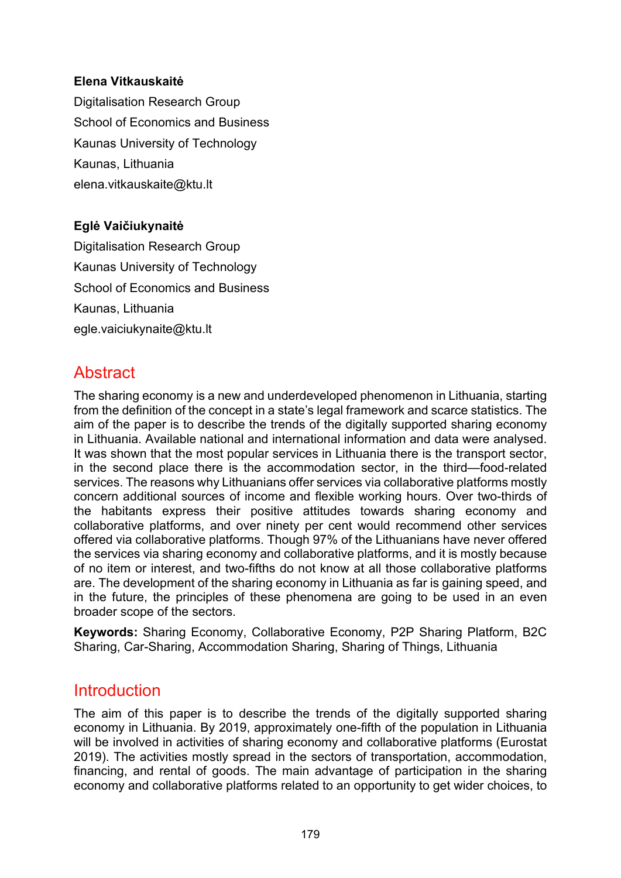**Elena Vitkauskaitė**

Digitalisation Research Group

School of Economics and Business

Kaunas University of Technology

Kaunas, Lithuania

elena.vitkauskaite@ktu.lt

**Eglė Vaičiukynaitė**

Digitalisation Research Group

Kaunas University of Technology

School of Economics and Business

Kaunas, Lithuania

egle.vaiciukynaite@ktu.lt

## Abstract

The sharing economy is a new and underdeveloped phenomenon in Lithuania, starting from the definition of the concept in a state's legal framework and scarce statistics. The aim of the paper is to describe the trends of the digitally supported sharing economy in Lithuania. Available national and international information and data were analysed. It was shown that the most popular services in Lithuania there is the transport sector, in the second place there is the accommodation sector, in the third—food-related services. The reasons why Lithuanians offer services via collaborative platforms mostly concern additional sources of income and flexible working hours. Over two-thirds of the habitants express their positive attitudes towards sharing economy and collaborative platforms, and over ninety per cent would recommend other services offered via collaborative platforms. Though 97% of the Lithuanians have never offered the services via sharing economy and collaborative platforms, and it is mostly because of no item or interest, and two-fifths do not know at all those collaborative platforms are. The development of the sharing economy in Lithuania as far is gaining speed, and in the future, the principles of these phenomena are going to be used in an even broader scope of the sectors.

**Keywords:** Sharing Economy, Collaborative Economy, P2P Sharing Platform, B2C Sharing, Car-Sharing, Accommodation Sharing, Sharing of Things, Lithuania

## Introduction

The aim of this paper is to describe the trends of the digitally supported sharing economy in Lithuania. By 2019, approximately one-fifth of the population in Lithuania will be involved in activities of sharing economy and collaborative platforms (Eurostat 2019). The activities mostly spread in the sectors of transportation, accommodation, financing, and rental of goods. The main advantage of participation in the sharing economy and collaborative platforms related to an opportunity to get wider choices, to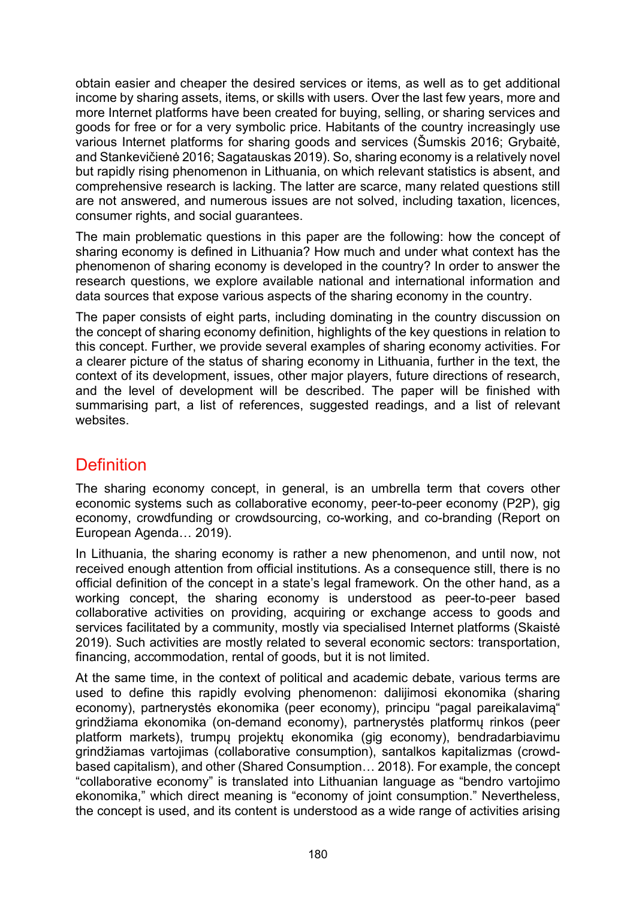obtain easier and cheaper the desired services or items, as well as to get additional income by sharing assets, items, or skills with users. Over the last few years, more and more Internet platforms have been created for buying, selling, or sharing services and goods for free or for a very symbolic price. Habitants of the country increasingly use various Internet platforms for sharing goods and services (Šumskis 2016; Grybaitė, and Stankevičienė 2016; Sagatauskas 2019). So, sharing economy is a relatively novel but rapidly rising phenomenon in Lithuania, on which relevant statistics is absent, and comprehensive research is lacking. The latter are scarce, many related questions still are not answered, and numerous issues are not solved, including taxation, licences, consumer rights, and social guarantees.

The main problematic questions in this paper are the following: how the concept of sharing economy is defined in Lithuania? How much and under what context has the phenomenon of sharing economy is developed in the country? In order to answer the research questions, we explore available national and international information and data sources that expose various aspects of the sharing economy in the country.

The paper consists of eight parts, including dominating in the country discussion on the concept of sharing economy definition, highlights of the key questions in relation to this concept. Further, we provide several examples of sharing economy activities. For a clearer picture of the status of sharing economy in Lithuania, further in the text, the context of its development, issues, other major players, future directions of research, and the level of development will be described. The paper will be finished with summarising part, a list of references, suggested readings, and a list of relevant websites.

## Definition

The sharing economy concept, in general, is an umbrella term that covers other economic systems such as collaborative economy, peer-to-peer economy (P2P), gig economy, crowdfunding or crowdsourcing, co-working, and co-branding (Report on European Agenda… 2019).

In Lithuania, the sharing economy is rather a new phenomenon, and until now, not received enough attention from official institutions. As a consequence still, there is no official definition of the concept in a state's legal framework. On the other hand, as a working concept, the sharing economy is understood as peer-to-peer based collaborative activities on providing, acquiring or exchange access to goods and services facilitated by a community, mostly via specialised Internet platforms (Skaistė 2019). Such activities are mostly related to several economic sectors: transportation, financing, accommodation, rental of goods, but it is not limited.

At the same time, in the context of political and academic debate, various terms are used to define this rapidly evolving phenomenon: dalijimosi ekonomika (sharing economy), partnerystės ekonomika (peer economy), principu "pagal pareikalavimą" grindžiama ekonomika (on-demand economy), partnerystės platformų rinkos (peer platform markets), trumpų projektų ekonomika (gig economy), bendradarbiavimu grindžiamas vartojimas (collaborative consumption), santalkos kapitalizmas (crowd-based capitalism), and other (Shared Consumption… 2018). For example, the concept "collaborative economy" is translated into Lithuanian language as "bendro vartojimo ekonomika," which direct meaning is "economy of joint consumption." Nevertheless, the concept is used, and its content is understood as a wide range of activities arising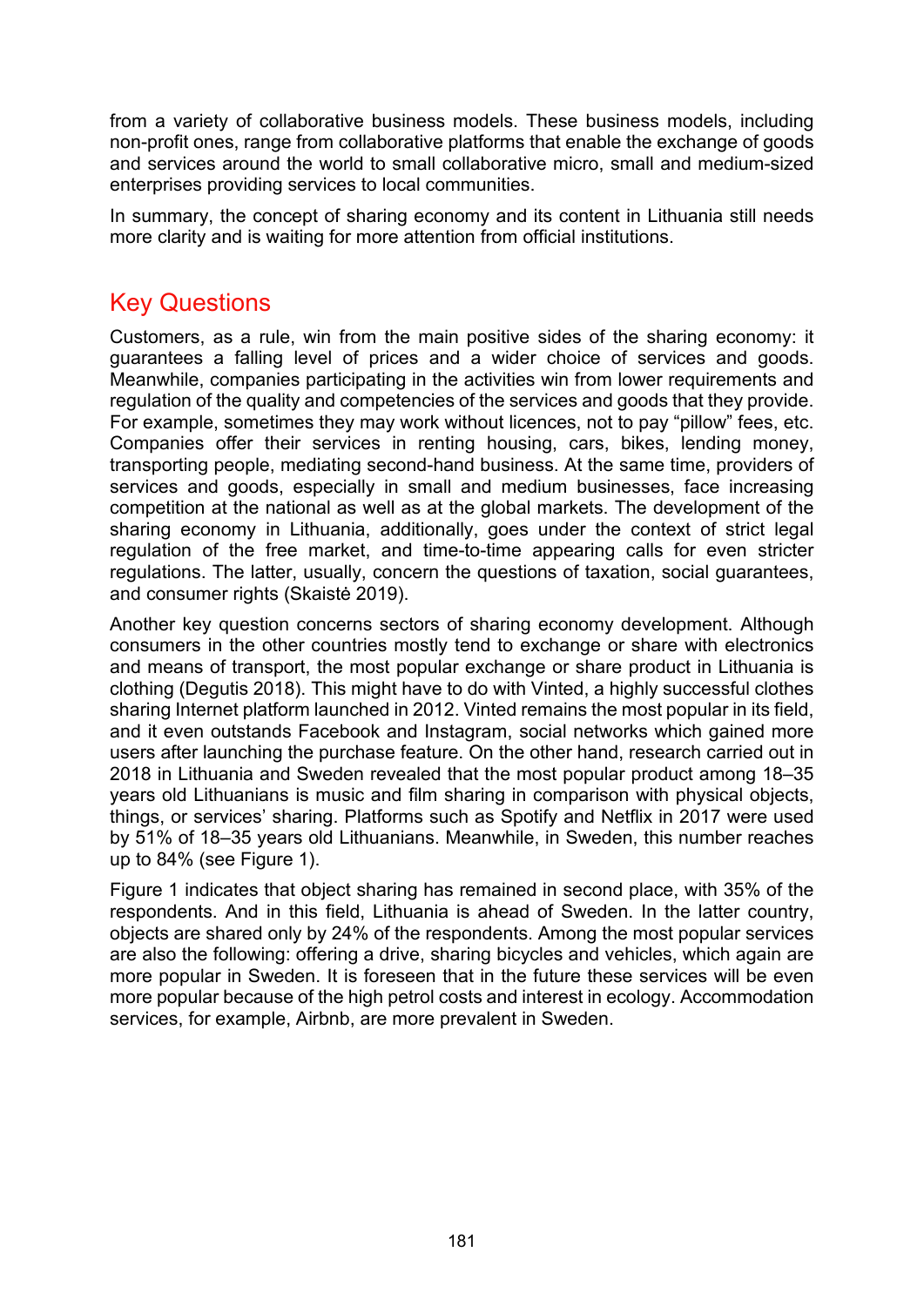from a variety of collaborative business models. These business models, including non-profit ones, range from collaborative platforms that enable the exchange of goods and services around the world to small collaborative micro, small and medium-sized enterprises providing services to local communities.

In summary, the concept of sharing economy and its content in Lithuania still needs more clarity and is waiting for more attention from official institutions.

## Key Questions

Customers, as a rule, win from the main positive sides of the sharing economy: it guarantees a falling level of prices and a wider choice of services and goods. Meanwhile, companies participating in the activities win from lower requirements and regulation of the quality and competencies of the services and goods that they provide. For example, sometimes they may work without licences, not to pay “pillow” fees, etc. Companies offer their services in renting housing, cars, bikes, lending money, transporting people, mediating second-hand business. At the same time, providers of services and goods, especially in small and medium businesses, face increasing competition at the national as well as at the global markets. The development of the sharing economy in Lithuania, additionally, goes under the context of strict legal regulation of the free market, and time-to-time appearing calls for even stricter regulations. The latter, usually, concern the questions of taxation, social guarantees, and consumer rights (Skaistė 2019).

Another key question concerns sectors of sharing economy development. Although consumers in the other countries mostly tend to exchange or share with electronics and means of transport, the most popular exchange or share product in Lithuania is clothing (Degutis 2018). This might have to do with Vinted, a highly successful clothes sharing Internet platform launched in 2012. Vinted remains the most popular in its field, and it even outstands Facebook and Instagram, social networks which gained more users after launching the purchase feature. On the other hand, research carried out in 2018 in Lithuania and Sweden revealed that the most popular product among 18–35 years old Lithuanians is music and film sharing in comparison with physical objects, things, or services’ sharing. Platforms such as Spotify and Netflix in 2017 were used by 51% of 18–35 years old Lithuanians. Meanwhile, in Sweden, this number reaches up to 84% (see Figure 1).

Figure 1 indicates that object sharing has remained in second place, with 35% of the respondents. And in this field, Lithuania is ahead of Sweden. In the latter country, objects are shared only by 24% of the respondents. Among the most popular services are also the following: offering a drive, sharing bicycles and vehicles, which again are more popular in Sweden. It is foreseen that in the future these services will be even more popular because of the high petrol costs and interest in ecology. Accommodation services, for example, Airbnb, are more prevalent in Sweden.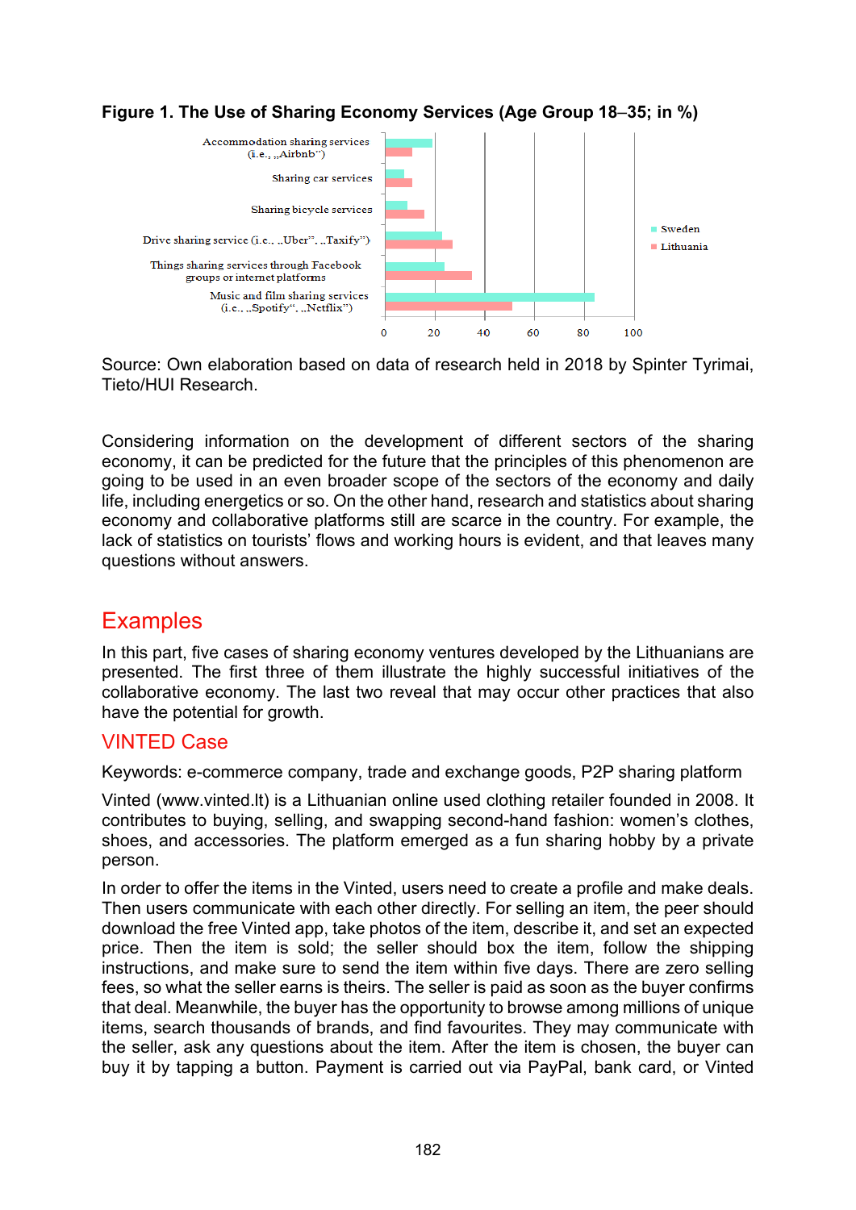**Figure 1. The Use of Sharing Economy Services (Age Group 18–35; in %)**

Source: Own elaboration based on data of research held in 2018 by Spinter Tyrimai, Tieto/HUI Research.

Considering information on the development of different sectors of the sharing economy, it can be predicted for the future that the principles of this phenomenon are going to be used in an even broader scope of the sectors of the economy and daily life, including energetics or so. On the other hand, research and statistics about sharing economy and collaborative platforms still are scarce in the country. For example, the lack of statistics on tourists' flows and working hours is evident, and that leaves many questions without answers.

## Examples

In this part, five cases of sharing economy ventures developed by the Lithuanians are presented. The first three of them illustrate the highly successful initiatives of the collaborative economy. The last two reveal that may occur other practices that also have the potential for growth.

### VINTED Case

Keywords: e-commerce company, trade and exchange goods, P2P sharing platform

Vinted (www.vinted.lt) is a Lithuanian online used clothing retailer founded in 2008. It contributes to buying, selling, and swapping second-hand fashion: women's clothes, shoes, and accessories. The platform emerged as a fun sharing hobby by a private person.

In order to offer the items in the Vinted, users need to create a profile and make deals. Then users communicate with each other directly. For selling an item, the peer should download the free Vinted app, take photos of the item, describe it, and set an expected price. Then the item is sold; the seller should box the item, follow the shipping instructions, and make sure to send the item within five days. There are zero selling fees, so what the seller earns is theirs. The seller is paid as soon as the buyer confirms that deal. Meanwhile, the buyer has the opportunity to browse among millions of unique items, search thousands of brands, and find favourites. They may communicate with the seller, ask any questions about the item. After the item is chosen, the buyer can buy it by tapping a button. Payment is carried out via PayPal, bank card, or Vinted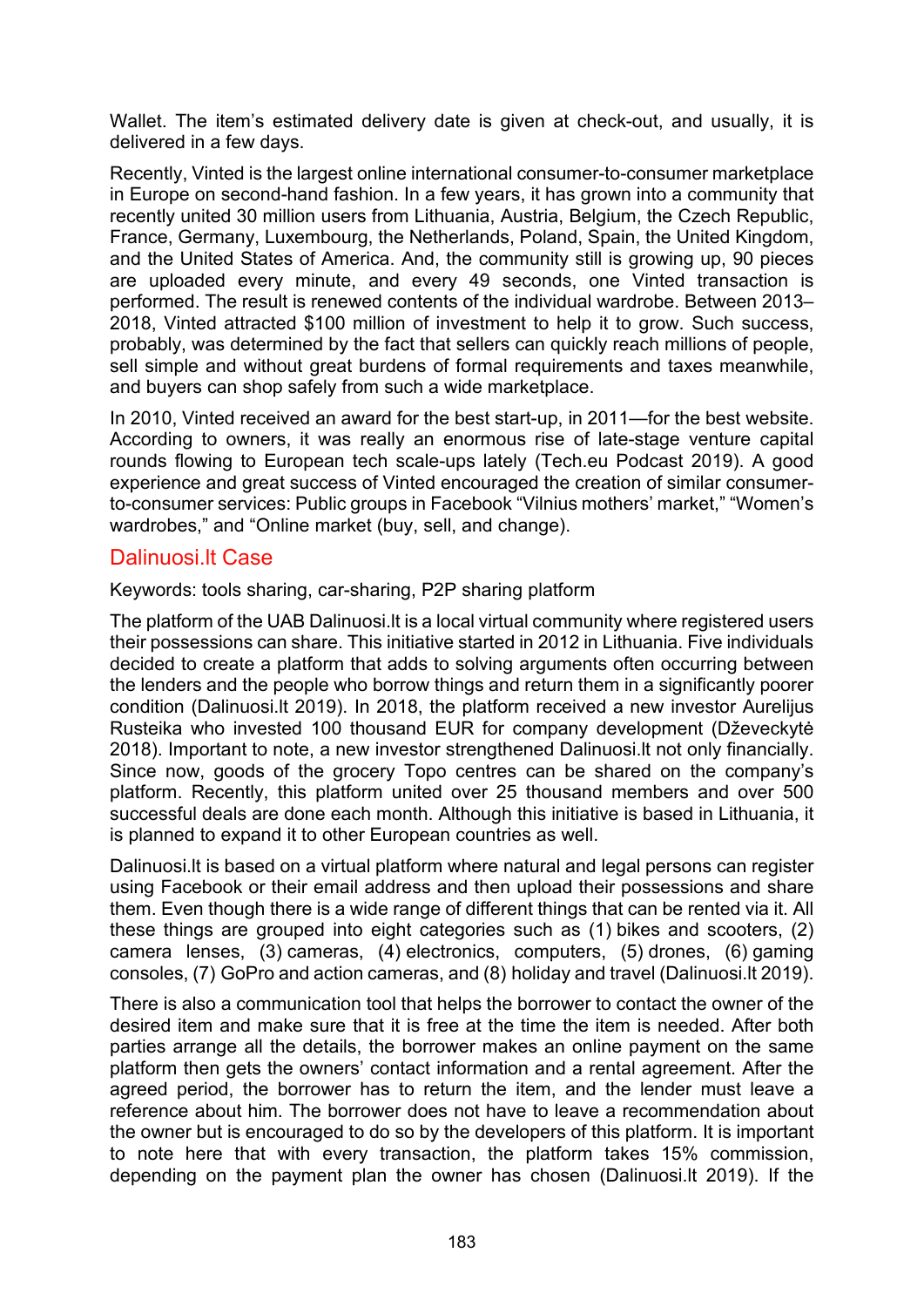Wallet. The item's estimated delivery date is given at check-out, and usually, it is delivered in a few days.

Recently, Vinted is the largest online international consumer-to-consumer marketplace in Europe on second-hand fashion. In a few years, it has grown into a community that recently united 30 million users from Lithuania, Austria, Belgium, the Czech Republic, France, Germany, Luxembourg, the Netherlands, Poland, Spain, the United Kingdom, and the United States of America. And, the community still is growing up, 90 pieces are uploaded every minute, and every 49 seconds, one Vinted transaction is performed. The result is renewed contents of the individual wardrobe. Between 2013–2018, Vinted attracted $100 million of investment to help it to grow. Such success, probably, was determined by the fact that sellers can quickly reach millions of people, sell simple and without great burdens of formal requirements and taxes meanwhile, and buyers can shop safely from such a wide marketplace.

In 2010, Vinted received an award for the best start-up, in 2011—for the best website. According to owners, it was really an enormous rise of late-stage venture capital rounds flowing to European tech scale-ups lately (Tech.eu Podcast 2019). A good experience and great success of Vinted encouraged the creation of similar consumer-to-consumer services: Public groups in Facebook "Vilnius mothers' market," "Women's wardrobes," and "Online market (buy, sell, and change).

## Dalinuosi.lt Case

Keywords: tools sharing, car-sharing, P2P sharing platform

The platform of the UAB Dalinuosi.lt is a local virtual community where registered users their possessions can share. This initiative started in 2012 in Lithuania. Five individuals decided to create a platform that adds to solving arguments often occurring between the lenders and the people who borrow things and return them in a significantly poorer condition (Dalinuosi.lt 2019). In 2018, the platform received a new investor Aurelijus Rusteika who invested 100 thousand EUR for company development (Dževeckytė 2018). Important to note, a new investor strengthened Dalinuosi.lt not only financially. Since now, goods of the grocery Topo centres can be shared on the company's platform. Recently, this platform united over 25 thousand members and over 500 successful deals are done each month. Although this initiative is based in Lithuania, it is planned to expand it to other European countries as well.

Dalinuosi.lt is based on a virtual platform where natural and legal persons can register using Facebook or their email address and then upload their possessions and share them. Even though there is a wide range of different things that can be rented via it. All these things are grouped into eight categories such as (1) bikes and scooters, (2) camera lenses, (3) cameras, (4) electronics, computers, (5) drones, (6) gaming consoles, (7) GoPro and action cameras, and (8) holiday and travel (Dalinuosi.lt 2019).

There is also a communication tool that helps the borrower to contact the owner of the desired item and make sure that it is free at the time the item is needed. After both parties arrange all the details, the borrower makes an online payment on the same platform then gets the owners' contact information and a rental agreement. After the agreed period, the borrower has to return the item, and the lender must leave a reference about him. The borrower does not have to leave a recommendation about the owner but is encouraged to do so by the developers of this platform. It is important to note here that with every transaction, the platform takes 15% commission, depending on the payment plan the owner has chosen (Dalinuosi.lt 2019). If the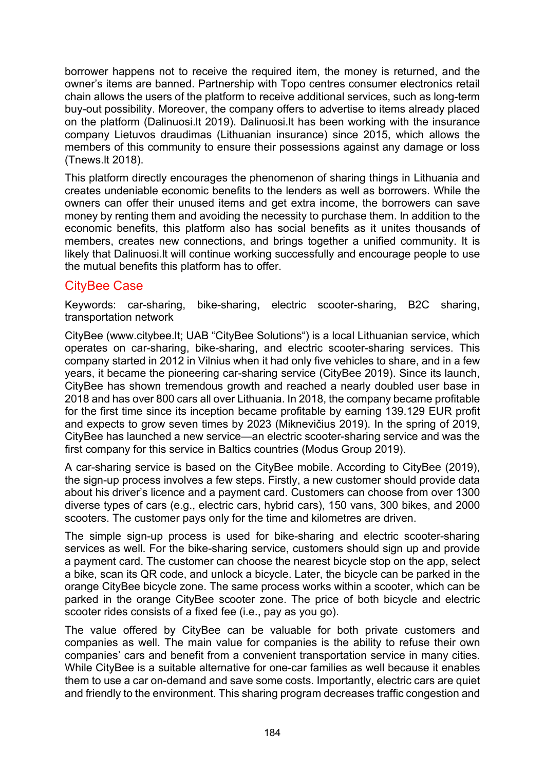borrower happens not to receive the required item, the money is returned, and the owner's items are banned. Partnership with Topo centres consumer electronics retail chain allows the users of the platform to receive additional services, such as long-term buy-out possibility. Moreover, the company offers to advertise to items already placed on the platform (Dalinuosi.lt 2019). Dalinuosi.lt has been working with the insurance company Lietuvos draudimas (Lithuanian insurance) since 2015, which allows the members of this community to ensure their possessions against any damage or loss (Tnews.lt 2018).

This platform directly encourages the phenomenon of sharing things in Lithuania and creates undeniable economic benefits to the lenders as well as borrowers. While the owners can offer their unused items and get extra income, the borrowers can save money by renting them and avoiding the necessity to purchase them. In addition to the economic benefits, this platform also has social benefits as it unites thousands of members, creates new connections, and brings together a unified community. It is likely that Dalinuosi.lt will continue working successfully and encourage people to use the mutual benefits this platform has to offer.

## CityBee Case

Keywords: car-sharing, bike-sharing, electric scooter-sharing, B2C sharing, transportation network

CityBee (www.citybee.lt; UAB "CityBee Solutions") is a local Lithuanian service, which operates on car-sharing, bike-sharing, and electric scooter-sharing services. This company started in 2012 in Vilnius when it had only five vehicles to share, and in a few years, it became the pioneering car-sharing service (CityBee 2019). Since its launch, CityBee has shown tremendous growth and reached a nearly doubled user base in 2018 and has over 800 cars all over Lithuania. In 2018, the company became profitable for the first time since its inception became profitable by earning 139.129 EUR profit and expects to grow seven times by 2023 (Miknevičius 2019). In the spring of 2019, CityBee has launched a new service—an electric scooter-sharing service and was the first company for this service in Baltics countries (Modus Group 2019).

A car-sharing service is based on the CityBee mobile. According to CityBee (2019), the sign-up process involves a few steps. Firstly, a new customer should provide data about his driver's licence and a payment card. Customers can choose from over 1300 diverse types of cars (e.g., electric cars, hybrid cars), 150 vans, 300 bikes, and 2000 scooters. The customer pays only for the time and kilometres are driven.

The simple sign-up process is used for bike-sharing and electric scooter-sharing services as well. For the bike-sharing service, customers should sign up and provide a payment card. The customer can choose the nearest bicycle stop on the app, select a bike, scan its QR code, and unlock a bicycle. Later, the bicycle can be parked in the orange CityBee bicycle zone. The same process works within a scooter, which can be parked in the orange CityBee scooter zone. The price of both bicycle and electric scooter rides consists of a fixed fee (i.e., pay as you go).

The value offered by CityBee can be valuable for both private customers and companies as well. The main value for companies is the ability to refuse their own companies' cars and benefit from a convenient transportation service in many cities. While CityBee is a suitable alternative for one-car families as well because it enables them to use a car on-demand and save some costs. Importantly, electric cars are quiet and friendly to the environment. This sharing program decreases traffic congestion and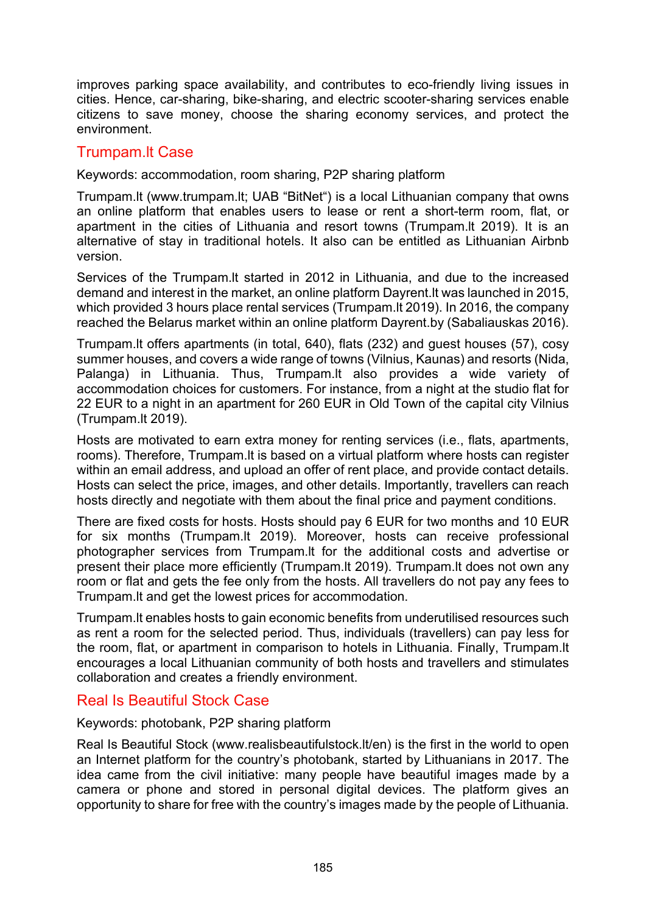improves parking space availability, and contributes to eco-friendly living issues in cities. Hence, car-sharing, bike-sharing, and electric scooter-sharing services enable citizens to save money, choose the sharing economy services, and protect the environment.

## Trumpam.lt Case

Keywords: accommodation, room sharing, P2P sharing platform

Trumpam.lt (www.trumpam.lt; UAB "BitNet") is a local Lithuanian company that owns an online platform that enables users to lease or rent a short-term room, flat, or apartment in the cities of Lithuania and resort towns (Trumpam.lt 2019). It is an alternative of stay in traditional hotels. It also can be entitled as Lithuanian Airbnb version.

Services of the Trumpam.lt started in 2012 in Lithuania, and due to the increased demand and interest in the market, an online platform Dayrent.lt was launched in 2015, which provided 3 hours place rental services (Trumpam.lt 2019). In 2016, the company reached the Belarus market within an online platform Dayrent.by (Sabaliauskas 2016).

Trumpam.lt offers apartments (in total, 640), flats (232) and guest houses (57), cosy summer houses, and covers a wide range of towns (Vilnius, Kaunas) and resorts (Nida, Palanga) in Lithuania. Thus, Trumpam.lt also provides a wide variety of accommodation choices for customers. For instance, from a night at the studio flat for 22 EUR to a night in an apartment for 260 EUR in Old Town of the capital city Vilnius (Trumpam.lt 2019).

Hosts are motivated to earn extra money for renting services (i.e., flats, apartments, rooms). Therefore, Trumpam.lt is based on a virtual platform where hosts can register within an email address, and upload an offer of rent place, and provide contact details. Hosts can select the price, images, and other details. Importantly, travellers can reach hosts directly and negotiate with them about the final price and payment conditions.

There are fixed costs for hosts. Hosts should pay 6 EUR for two months and 10 EUR for six months (Trumpam.lt 2019). Moreover, hosts can receive professional photographer services from Trumpam.lt for the additional costs and advertise or present their place more efficiently (Trumpam.lt 2019). Trumpam.lt does not own any room or flat and gets the fee only from the hosts. All travellers do not pay any fees to Trumpam.lt and get the lowest prices for accommodation.

Trumpam.lt enables hosts to gain economic benefits from underutilised resources such as rent a room for the selected period. Thus, individuals (travellers) can pay less for the room, flat, or apartment in comparison to hotels in Lithuania. Finally, Trumpam.lt encourages a local Lithuanian community of both hosts and travellers and stimulates collaboration and creates a friendly environment.

## Real Is Beautiful Stock Case

Keywords: photobank, P2P sharing platform

Real Is Beautiful Stock (www.realisbeautifulstock.lt/en) is the first in the world to open an Internet platform for the country's photobank, started by Lithuanians in 2017. The idea came from the civil initiative: many people have beautiful images made by a camera or phone and stored in personal digital devices. The platform gives an opportunity to share for free with the country's images made by the people of Lithuania.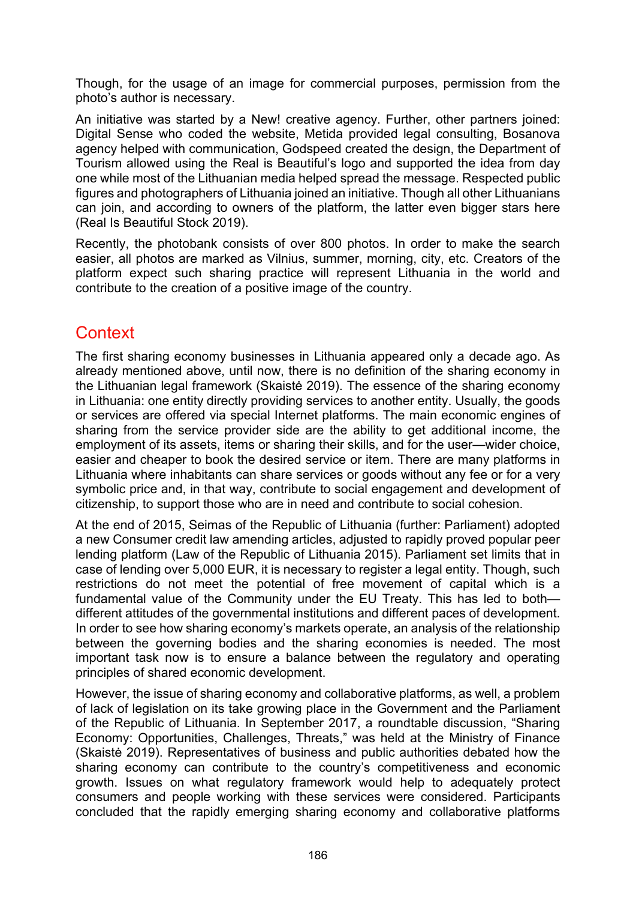Though, for the usage of an image for commercial purposes, permission from the photo's author is necessary.

An initiative was started by a New! creative agency. Further, other partners joined: Digital Sense who coded the website, Metida provided legal consulting, Bosanova agency helped with communication, Godspeed created the design, the Department of Tourism allowed using the Real is Beautiful's logo and supported the idea from day one while most of the Lithuanian media helped spread the message. Respected public figures and photographers of Lithuania joined an initiative. Though all other Lithuanians can join, and according to owners of the platform, the latter even bigger stars here (Real Is Beautiful Stock 2019).

Recently, the photobank consists of over 800 photos. In order to make the search easier, all photos are marked as Vilnius, summer, morning, city, etc. Creators of the platform expect such sharing practice will represent Lithuania in the world and contribute to the creation of a positive image of the country.

## Context

The first sharing economy businesses in Lithuania appeared only a decade ago. As already mentioned above, until now, there is no definition of the sharing economy in the Lithuanian legal framework (Skaistė 2019). The essence of the sharing economy in Lithuania: one entity directly providing services to another entity. Usually, the goods or services are offered via special Internet platforms. The main economic engines of sharing from the service provider side are the ability to get additional income, the employment of its assets, items or sharing their skills, and for the user—wider choice, easier and cheaper to book the desired service or item. There are many platforms in Lithuania where inhabitants can share services or goods without any fee or for a very symbolic price and, in that way, contribute to social engagement and development of citizenship, to support those who are in need and contribute to social cohesion.

At the end of 2015, Seimas of the Republic of Lithuania (further: Parliament) adopted a new Consumer credit law amending articles, adjusted to rapidly proved popular peer lending platform (Law of the Republic of Lithuania 2015). Parliament set limits that in case of lending over 5,000 EUR, it is necessary to register a legal entity. Though, such restrictions do not meet the potential of free movement of capital which is a fundamental value of the Community under the EU Treaty. This has led to both—different attitudes of the governmental institutions and different paces of development. In order to see how sharing economy's markets operate, an analysis of the relationship between the governing bodies and the sharing economies is needed. The most important task now is to ensure a balance between the regulatory and operating principles of shared economic development.

However, the issue of sharing economy and collaborative platforms, as well, a problem of lack of legislation on its take growing place in the Government and the Parliament of the Republic of Lithuania. In September 2017, a roundtable discussion, "Sharing Economy: Opportunities, Challenges, Threats," was held at the Ministry of Finance (Skaistė 2019). Representatives of business and public authorities debated how the sharing economy can contribute to the country's competitiveness and economic growth. Issues on what regulatory framework would help to adequately protect consumers and people working with these services were considered. Participants concluded that the rapidly emerging sharing economy and collaborative platforms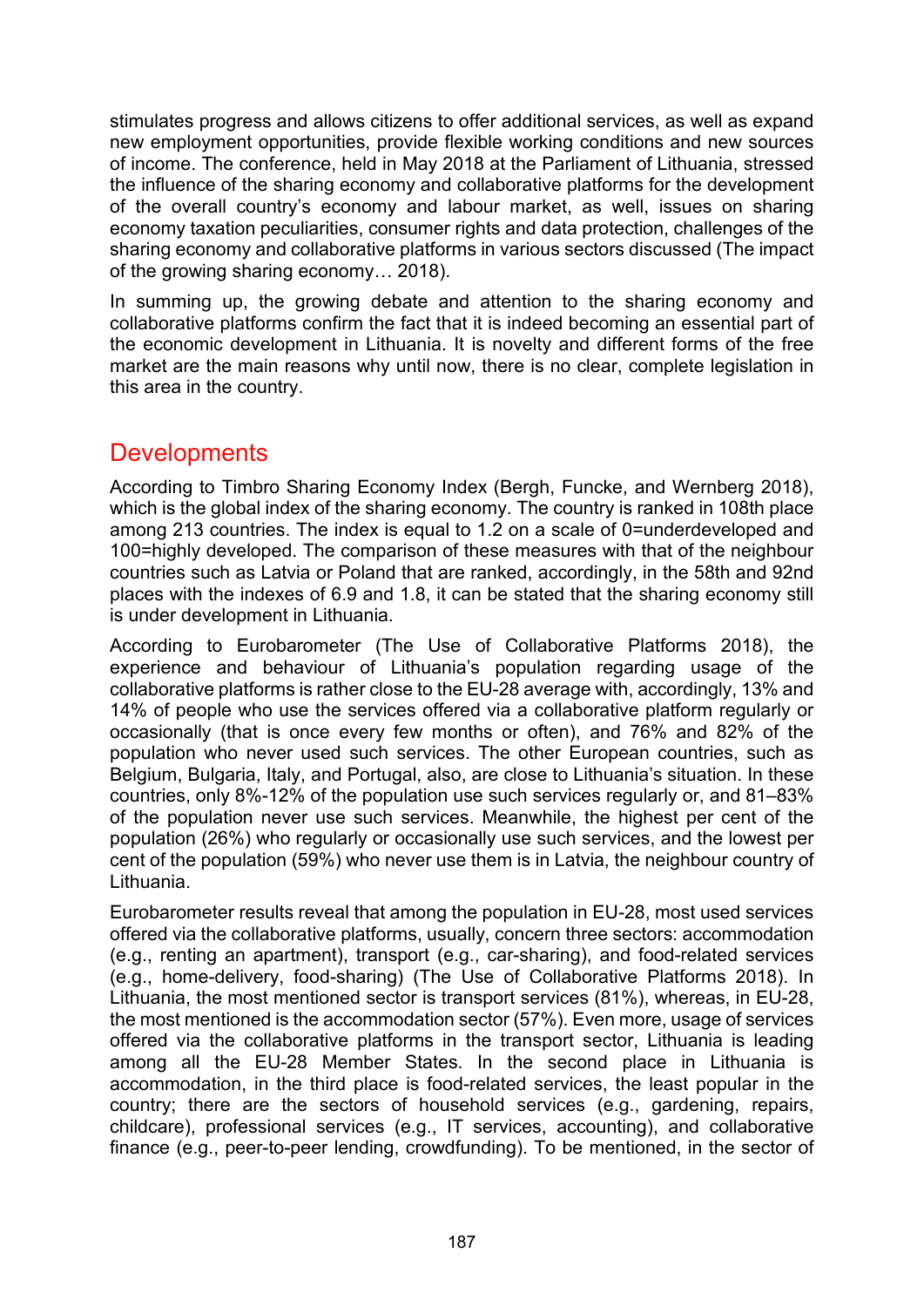stimulates progress and allows citizens to offer additional services, as well as expand new employment opportunities, provide flexible working conditions and new sources of income. The conference, held in May 2018 at the Parliament of Lithuania, stressed the influence of the sharing economy and collaborative platforms for the development of the overall country's economy and labour market, as well, issues on sharing economy taxation peculiarities, consumer rights and data protection, challenges of the sharing economy and collaborative platforms in various sectors discussed (The impact of the growing sharing economy… 2018).

In summing up, the growing debate and attention to the sharing economy and collaborative platforms confirm the fact that it is indeed becoming an essential part of the economic development in Lithuania. It is novelty and different forms of the free market are the main reasons why until now, there is no clear, complete legislation in this area in the country.

## Developments

According to Timbro Sharing Economy Index (Bergh, Funcke, and Wernberg 2018), which is the global index of the sharing economy. The country is ranked in 108th place among 213 countries. The index is equal to 1.2 on a scale of 0=underdeveloped and 100=highly developed. The comparison of these measures with that of the neighbour countries such as Latvia or Poland that are ranked, accordingly, in the 58th and 92nd places with the indexes of 6.9 and 1.8, it can be stated that the sharing economy still is under development in Lithuania.

According to Eurobarometer (The Use of Collaborative Platforms 2018), the experience and behaviour of Lithuania's population regarding usage of the collaborative platforms is rather close to the EU-28 average with, accordingly, 13% and 14% of people who use the services offered via a collaborative platform regularly or occasionally (that is once every few months or often), and 76% and 82% of the population who never used such services. The other European countries, such as Belgium, Bulgaria, Italy, and Portugal, also, are close to Lithuania's situation. In these countries, only 8%-12% of the population use such services regularly or, and 81–83% of the population never use such services. Meanwhile, the highest per cent of the population (26%) who regularly or occasionally use such services, and the lowest per cent of the population (59%) who never use them is in Latvia, the neighbour country of Lithuania.

Eurobarometer results reveal that among the population in EU-28, most used services offered via the collaborative platforms, usually, concern three sectors: accommodation (e.g., renting an apartment), transport (e.g., car-sharing), and food-related services (e.g., home-delivery, food-sharing) (The Use of Collaborative Platforms 2018). In Lithuania, the most mentioned sector is transport services (81%), whereas, in EU-28, the most mentioned is the accommodation sector (57%). Even more, usage of services offered via the collaborative platforms in the transport sector, Lithuania is leading among all the EU-28 Member States. In the second place in Lithuania is accommodation, in the third place is food-related services, the least popular in the country; there are the sectors of household services (e.g., gardening, repairs, childcare), professional services (e.g., IT services, accounting), and collaborative finance (e.g., peer-to-peer lending, crowdfunding). To be mentioned, in the sector of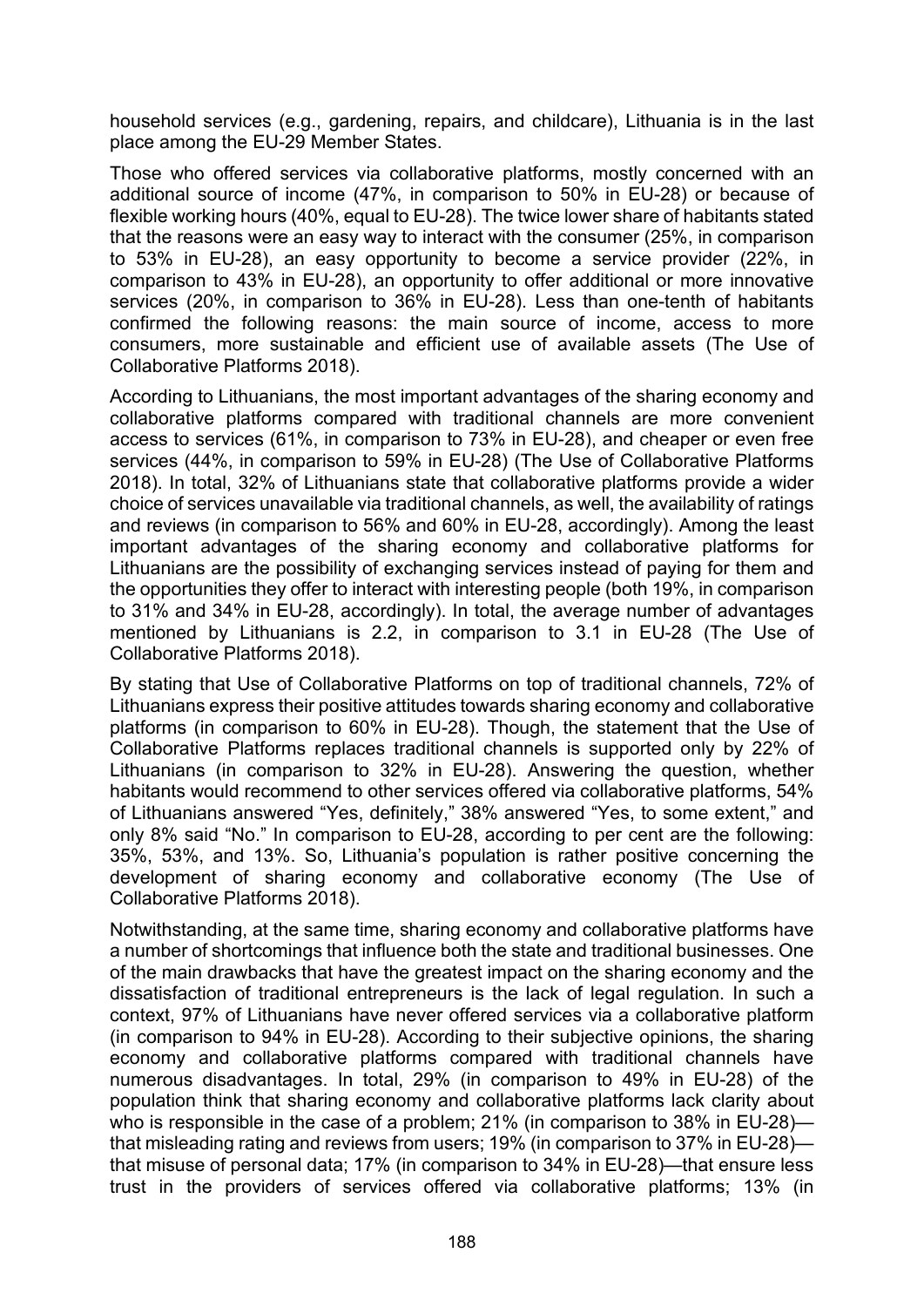household services (e.g., gardening, repairs, and childcare), Lithuania is in the last place among the EU-29 Member States.

Those who offered services via collaborative platforms, mostly concerned with an additional source of income (47%, in comparison to 50% in EU-28) or because of flexible working hours (40%, equal to EU-28). The twice lower share of habitants stated that the reasons were an easy way to interact with the consumer (25%, in comparison to 53% in EU-28), an easy opportunity to become a service provider (22%, in comparison to 43% in EU-28), an opportunity to offer additional or more innovative services (20%, in comparison to 36% in EU-28). Less than one-tenth of habitants confirmed the following reasons: the main source of income, access to more consumers, more sustainable and efficient use of available assets (The Use of Collaborative Platforms 2018).

According to Lithuanians, the most important advantages of the sharing economy and collaborative platforms compared with traditional channels are more convenient access to services (61%, in comparison to 73% in EU-28), and cheaper or even free services (44%, in comparison to 59% in EU-28) (The Use of Collaborative Platforms 2018). In total, 32% of Lithuanians state that collaborative platforms provide a wider choice of services unavailable via traditional channels, as well, the availability of ratings and reviews (in comparison to 56% and 60% in EU-28, accordingly). Among the least important advantages of the sharing economy and collaborative platforms for Lithuanians are the possibility of exchanging services instead of paying for them and the opportunities they offer to interact with interesting people (both 19%, in comparison to 31% and 34% in EU-28, accordingly). In total, the average number of advantages mentioned by Lithuanians is 2.2, in comparison to 3.1 in EU-28 (The Use of Collaborative Platforms 2018).

By stating that Use of Collaborative Platforms on top of traditional channels, 72% of Lithuanians express their positive attitudes towards sharing economy and collaborative platforms (in comparison to 60% in EU-28). Though, the statement that the Use of Collaborative Platforms replaces traditional channels is supported only by 22% of Lithuanians (in comparison to 32% in EU-28). Answering the question, whether habitants would recommend to other services offered via collaborative platforms, 54% of Lithuanians answered "Yes, definitely," 38% answered "Yes, to some extent," and only 8% said "No." In comparison to EU-28, according to per cent are the following: 35%, 53%, and 13%. So, Lithuania's population is rather positive concerning the development of sharing economy and collaborative economy (The Use of Collaborative Platforms 2018).

Notwithstanding, at the same time, sharing economy and collaborative platforms have a number of shortcomings that influence both the state and traditional businesses. One of the main drawbacks that have the greatest impact on the sharing economy and the dissatisfaction of traditional entrepreneurs is the lack of legal regulation. In such a context, 97% of Lithuanians have never offered services via a collaborative platform (in comparison to 94% in EU-28). According to their subjective opinions, the sharing economy and collaborative platforms compared with traditional channels have numerous disadvantages. In total, 29% (in comparison to 49% in EU-28) of the population think that sharing economy and collaborative platforms lack clarity about who is responsible in the case of a problem; 21% (in comparison to 38% in EU-28)—that misleading rating and reviews from users; 19% (in comparison to 37% in EU-28)—that misuse of personal data; 17% (in comparison to 34% in EU-28)—that ensure less trust in the providers of services offered via collaborative platforms; 13% (in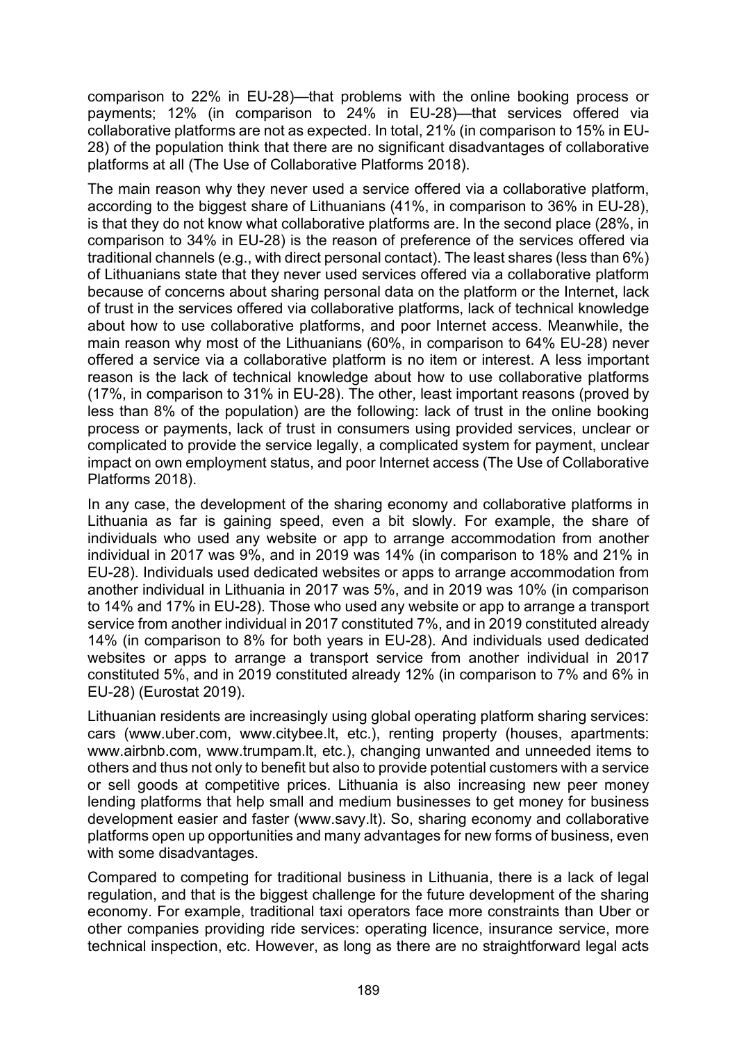comparison to 22% in EU-28)—that problems with the online booking process or payments; 12% (in comparison to 24% in EU-28)—that services offered via collaborative platforms are not as expected. In total, 21% (in comparison to 15% in EU-28) of the population think that there are no significant disadvantages of collaborative platforms at all (The Use of Collaborative Platforms 2018).

The main reason why they never used a service offered via a collaborative platform, according to the biggest share of Lithuanians (41%, in comparison to 36% in EU-28), is that they do not know what collaborative platforms are. In the second place (28%, in comparison to 34% in EU-28) is the reason of preference of the services offered via traditional channels (e.g., with direct personal contact). The least shares (less than 6%) of Lithuanians state that they never used services offered via a collaborative platform because of concerns about sharing personal data on the platform or the Internet, lack of trust in the services offered via collaborative platforms, lack of technical knowledge about how to use collaborative platforms, and poor Internet access. Meanwhile, the main reason why most of the Lithuanians (60%, in comparison to 64% EU-28) never offered a service via a collaborative platform is no item or interest. A less important reason is the lack of technical knowledge about how to use collaborative platforms (17%, in comparison to 31% in EU-28). The other, least important reasons (proved by less than 8% of the population) are the following: lack of trust in the online booking process or payments, lack of trust in consumers using provided services, unclear or complicated to provide the service legally, a complicated system for payment, unclear impact on own employment status, and poor Internet access (The Use of Collaborative Platforms 2018).

In any case, the development of the sharing economy and collaborative platforms in Lithuania as far is gaining speed, even a bit slowly. For example, the share of individuals who used any website or app to arrange accommodation from another individual in 2017 was 9%, and in 2019 was 14% (in comparison to 18% and 21% in EU-28). Individuals used dedicated websites or apps to arrange accommodation from another individual in Lithuania in 2017 was 5%, and in 2019 was 10% (in comparison to 14% and 17% in EU-28). Those who used any website or app to arrange a transport service from another individual in 2017 constituted 7%, and in 2019 constituted already 14% (in comparison to 8% for both years in EU-28). And individuals used dedicated websites or apps to arrange a transport service from another individual in 2017 constituted 5%, and in 2019 constituted already 12% (in comparison to 7% and 6% in EU-28) (Eurostat 2019).

Lithuanian residents are increasingly using global operating platform sharing services: cars (www.uber.com, www.citybee.lt, etc.), renting property (houses, apartments: www.airbnb.com, www.trumpam.lt, etc.), changing unwanted and unneeded items to others and thus not only to benefit but also to provide potential customers with a service or sell goods at competitive prices. Lithuania is also increasing new peer money lending platforms that help small and medium businesses to get money for business development easier and faster (www.savy.lt). So, sharing economy and collaborative platforms open up opportunities and many advantages for new forms of business, even with some disadvantages.

Compared to competing for traditional business in Lithuania, there is a lack of legal regulation, and that is the biggest challenge for the future development of the sharing economy. For example, traditional taxi operators face more constraints than Uber or other companies providing ride services: operating licence, insurance service, more technical inspection, etc. However, as long as there are no straightforward legal acts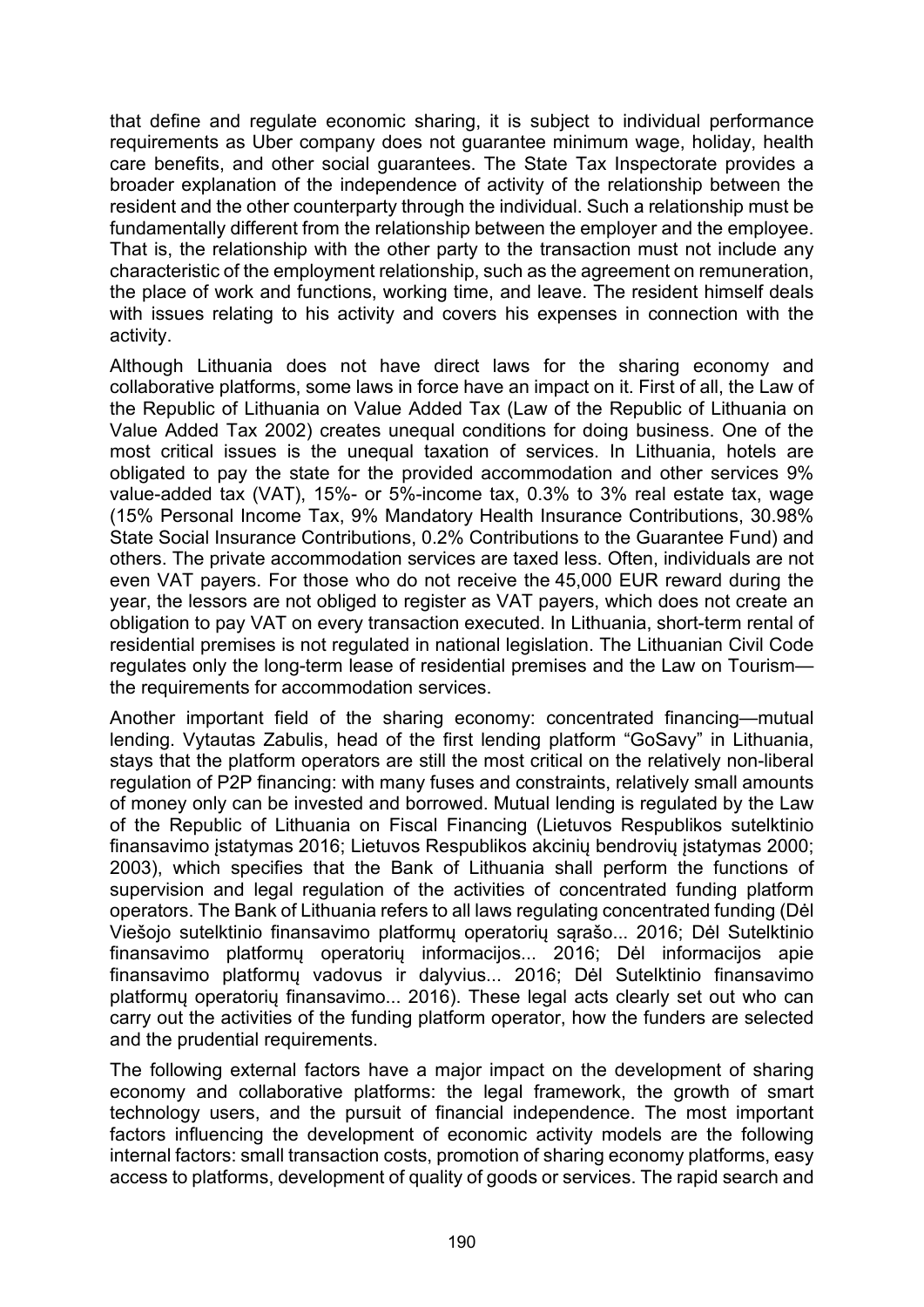that define and regulate economic sharing, it is subject to individual performance requirements as Uber company does not guarantee minimum wage, holiday, health care benefits, and other social guarantees. The State Tax Inspectorate provides a broader explanation of the independence of activity of the relationship between the resident and the other counterparty through the individual. Such a relationship must be fundamentally different from the relationship between the employer and the employee. That is, the relationship with the other party to the transaction must not include any characteristic of the employment relationship, such as the agreement on remuneration, the place of work and functions, working time, and leave. The resident himself deals with issues relating to his activity and covers his expenses in connection with the activity.

Although Lithuania does not have direct laws for the sharing economy and collaborative platforms, some laws in force have an impact on it. First of all, the Law of the Republic of Lithuania on Value Added Tax (Law of the Republic of Lithuania on Value Added Tax 2002) creates unequal conditions for doing business. One of the most critical issues is the unequal taxation of services. In Lithuania, hotels are obligated to pay the state for the provided accommodation and other services 9% value-added tax (VAT), 15%- or 5%-income tax, 0.3% to 3% real estate tax, wage (15% Personal Income Tax, 9% Mandatory Health Insurance Contributions, 30.98% State Social Insurance Contributions, 0.2% Contributions to the Guarantee Fund) and others. The private accommodation services are taxed less. Often, individuals are not even VAT payers. For those who do not receive the 45,000 EUR reward during the year, the lessors are not obliged to register as VAT payers, which does not create an obligation to pay VAT on every transaction executed. In Lithuania, short-term rental of residential premises is not regulated in national legislation. The Lithuanian Civil Code regulates only the long-term lease of residential premises and the Law on Tourism—the requirements for accommodation services.

Another important field of the sharing economy: concentrated financing—mutual lending. Vytautas Zabulis, head of the first lending platform "GoSavy" in Lithuania, stays that the platform operators are still the most critical on the relatively non-liberal regulation of P2P financing: with many fuses and constraints, relatively small amounts of money only can be invested and borrowed. Mutual lending is regulated by the Law of the Republic of Lithuania on Fiscal Financing (Lietuvos Respublikos sutelktinio finansavimo įstatymas 2016; Lietuvos Respublikos akcinių bendrovių įstatymas 2000; 2003), which specifies that the Bank of Lithuania shall perform the functions of supervision and legal regulation of the activities of concentrated funding platform operators. The Bank of Lithuania refers to all laws regulating concentrated funding (Dėl Viešojo sutelktinio finansavimo platformų operatorių sąrašo... 2016; Dėl Sutelktinio finansavimo platformų operatorių informacijos... 2016; Dėl informacijos apie finansavimo platformų vadovus ir dalyvius... 2016; Dėl Sutelktinio finansavimo platformų operatorių finansavimo... 2016). These legal acts clearly set out who can carry out the activities of the funding platform operator, how the funders are selected and the prudential requirements.

The following external factors have a major impact on the development of sharing economy and collaborative platforms: the legal framework, the growth of smart technology users, and the pursuit of financial independence. The most important factors influencing the development of economic activity models are the following internal factors: small transaction costs, promotion of sharing economy platforms, easy access to platforms, development of quality of goods or services. The rapid search and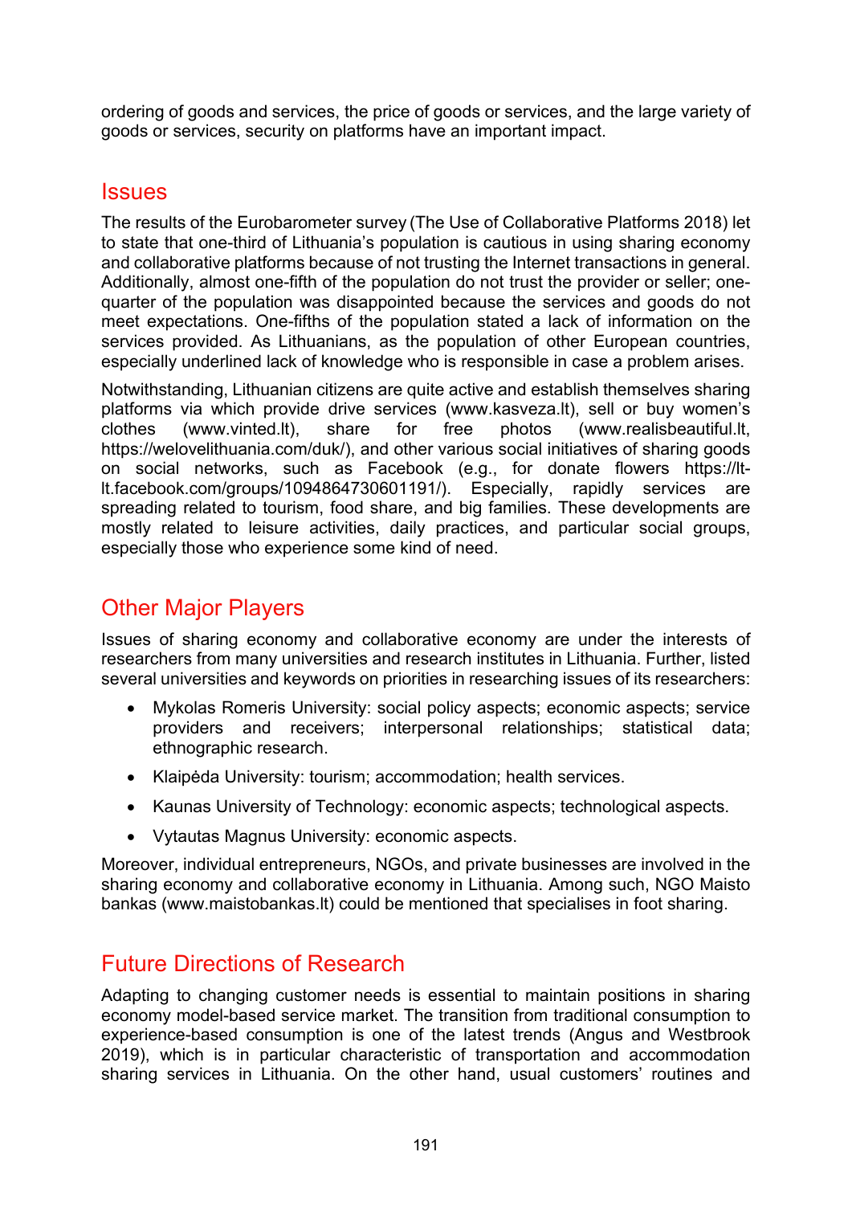ordering of goods and services, the price of goods or services, and the large variety of goods or services, security on platforms have an important impact.

## Issues

The results of the Eurobarometer survey (The Use of Collaborative Platforms 2018) let to state that one-third of Lithuania's population is cautious in using sharing economy and collaborative platforms because of not trusting the Internet transactions in general. Additionally, almost one-fifth of the population do not trust the provider or seller; one-quarter of the population was disappointed because the services and goods do not meet expectations. One-fifths of the population stated a lack of information on the services provided. As Lithuanians, as the population of other European countries, especially underlined lack of knowledge who is responsible in case a problem arises.

Notwithstanding, Lithuanian citizens are quite active and establish themselves sharing platforms via which provide drive services (www.kasveza.lt), sell or buy women's clothes (www.vinted.lt), share for free photos (www.realisbeautiful.lt, https://welovelithuania.com/duk/), and other various social initiatives of sharing goods on social networks, such as Facebook (e.g., for donate flowers https://lt-lt.facebook.com/groups/1094864730601191/). Especially, rapidly services are spreading related to tourism, food share, and big families. These developments are mostly related to leisure activities, daily practices, and particular social groups, especially those who experience some kind of need.

## Other Major Players

Issues of sharing economy and collaborative economy are under the interests of researchers from many universities and research institutes in Lithuania. Further, listed several universities and keywords on priorities in researching issues of its researchers:

- Mykolas Romeris University: social policy aspects; economic aspects; service providers and receivers; interpersonal relationships; statistical data; ethnographic research.
- Klaipėda University: tourism; accommodation; health services.
- Kaunas University of Technology: economic aspects; technological aspects.
- Vytautas Magnus University: economic aspects.

Moreover, individual entrepreneurs, NGOs, and private businesses are involved in the sharing economy and collaborative economy in Lithuania. Among such, NGO Maisto bankas (www.maistobankas.lt) could be mentioned that specialises in foot sharing.

## Future Directions of Research

Adapting to changing customer needs is essential to maintain positions in sharing economy model-based service market. The transition from traditional consumption to experience-based consumption is one of the latest trends (Angus and Westbrook 2019), which is in particular characteristic of transportation and accommodation sharing services in Lithuania. On the other hand, usual customers' routines and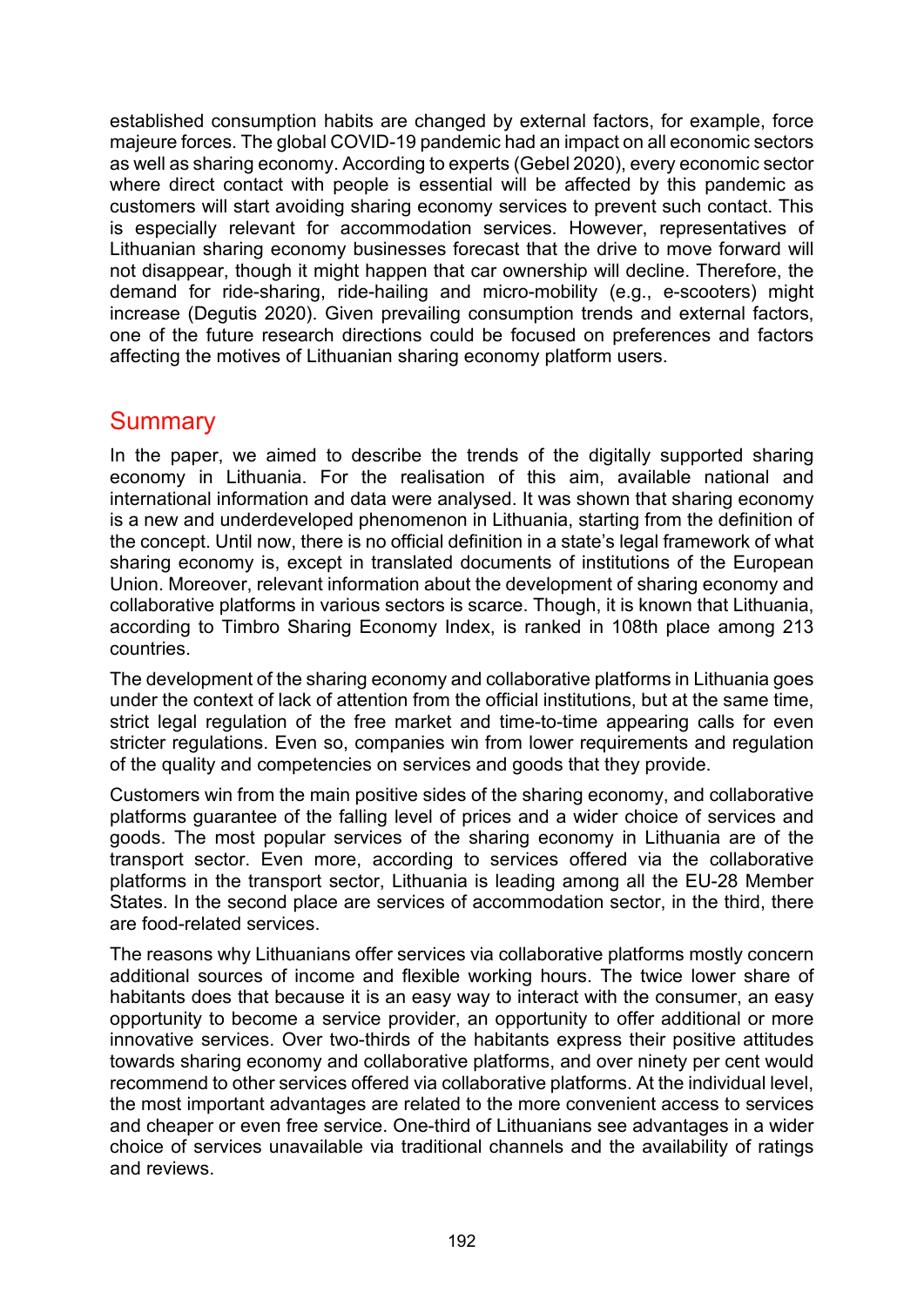established consumption habits are changed by external factors, for example, force majeure forces. The global COVID-19 pandemic had an impact on all economic sectors as well as sharing economy. According to experts (Gebel 2020), every economic sector where direct contact with people is essential will be affected by this pandemic as customers will start avoiding sharing economy services to prevent such contact. This is especially relevant for accommodation services. However, representatives of Lithuanian sharing economy businesses forecast that the drive to move forward will not disappear, though it might happen that car ownership will decline. Therefore, the demand for ride-sharing, ride-hailing and micro-mobility (e.g., e-scooters) might increase (Degutis 2020). Given prevailing consumption trends and external factors, one of the future research directions could be focused on preferences and factors affecting the motives of Lithuanian sharing economy platform users.

## Summary

In the paper, we aimed to describe the trends of the digitally supported sharing economy in Lithuania. For the realisation of this aim, available national and international information and data were analysed. It was shown that sharing economy is a new and underdeveloped phenomenon in Lithuania, starting from the definition of the concept. Until now, there is no official definition in a state's legal framework of what sharing economy is, except in translated documents of institutions of the European Union. Moreover, relevant information about the development of sharing economy and collaborative platforms in various sectors is scarce. Though, it is known that Lithuania, according to Timbro Sharing Economy Index, is ranked in 108th place among 213 countries.

The development of the sharing economy and collaborative platforms in Lithuania goes under the context of lack of attention from the official institutions, but at the same time, strict legal regulation of the free market and time-to-time appearing calls for even stricter regulations. Even so, companies win from lower requirements and regulation of the quality and competencies on services and goods that they provide.

Customers win from the main positive sides of the sharing economy, and collaborative platforms guarantee of the falling level of prices and a wider choice of services and goods. The most popular services of the sharing economy in Lithuania are of the transport sector. Even more, according to services offered via the collaborative platforms in the transport sector, Lithuania is leading among all the EU-28 Member States. In the second place are services of accommodation sector, in the third, there are food-related services.

The reasons why Lithuanians offer services via collaborative platforms mostly concern additional sources of income and flexible working hours. The twice lower share of habitants does that because it is an easy way to interact with the consumer, an easy opportunity to become a service provider, an opportunity to offer additional or more innovative services. Over two-thirds of the habitants express their positive attitudes towards sharing economy and collaborative platforms, and over ninety per cent would recommend to other services offered via collaborative platforms. At the individual level, the most important advantages are related to the more convenient access to services and cheaper or even free service. One-third of Lithuanians see advantages in a wider choice of services unavailable via traditional channels and the availability of ratings and reviews.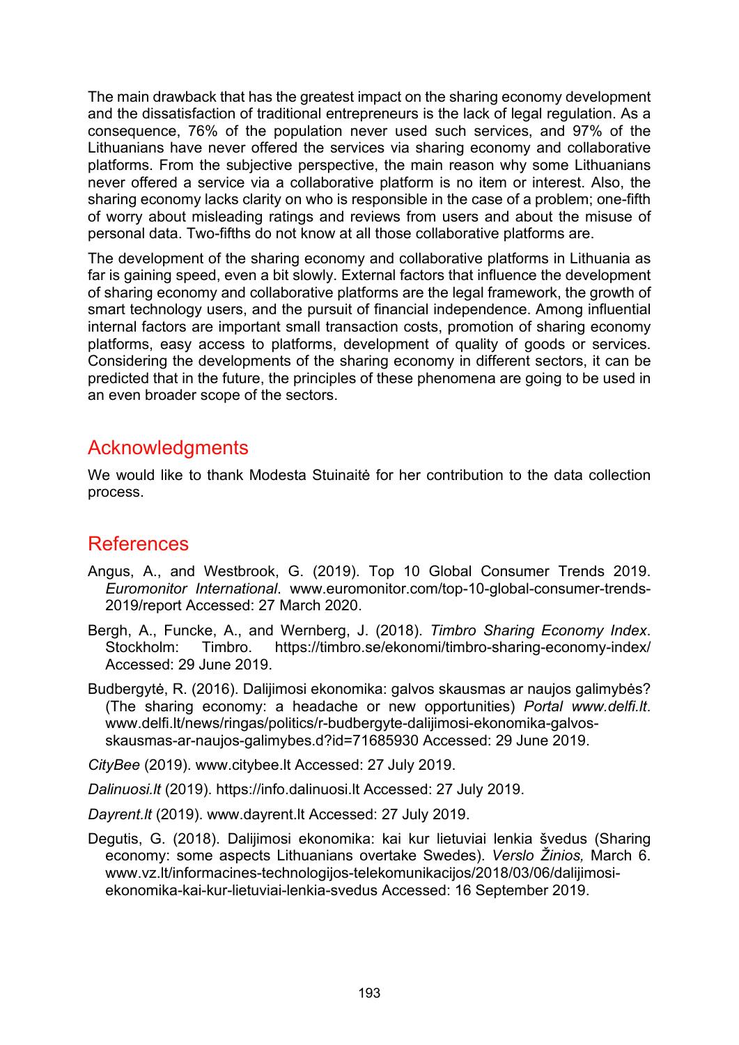The main drawback that has the greatest impact on the sharing economy development and the dissatisfaction of traditional entrepreneurs is the lack of legal regulation. As a consequence, 76% of the population never used such services, and 97% of the Lithuanians have never offered the services via sharing economy and collaborative platforms. From the subjective perspective, the main reason why some Lithuanians never offered a service via a collaborative platform is no item or interest. Also, the sharing economy lacks clarity on who is responsible in the case of a problem; one-fifth of worry about misleading ratings and reviews from users and about the misuse of personal data. Two-fifths do not know at all those collaborative platforms are.

The development of the sharing economy and collaborative platforms in Lithuania as far is gaining speed, even a bit slowly. External factors that influence the development of sharing economy and collaborative platforms are the legal framework, the growth of smart technology users, and the pursuit of financial independence. Among influential internal factors are important small transaction costs, promotion of sharing economy platforms, easy access to platforms, development of quality of goods or services. Considering the developments of the sharing economy in different sectors, it can be predicted that in the future, the principles of these phenomena are going to be used in an even broader scope of the sectors.

## Acknowledgments

We would like to thank Modesta Stuinaitė for her contribution to the data collection process.

## References

Angus, A., and Westbrook, G. (2019). Top 10 Global Consumer Trends 2019. *Euromonitor International*. www.euromonitor.com/top-10-global-consumer-trends-2019/report Accessed: 27 March 2020.

Bergh, A., Funcke, A., and Wernberg, J. (2018). *Timbro Sharing Economy Index*. Stockholm: Timbro. https://timbro.se/ekonomi/timbro-sharing-economy-index/ Accessed: 29 June 2019.

Budbergytė, R. (2016). Dalijimosi ekonomika: galvos skausmas ar naujos galimybės? (The sharing economy: a headache or new opportunities) *Portal www.delfi.lt*. www.delfi.lt/news/ringas/politics/r-budbergyte-dalijimosi-ekonomika-galvos-skausmas-ar-naujos-galimybes.d?id=71685930 Accessed: 29 June 2019.

*CityBee* (2019). www.citybee.lt Accessed: 27 July 2019.

*Dalinuosi.lt* (2019). https://info.dalinuosi.lt Accessed: 27 July 2019.

*Dayrent.lt* (2019). www.dayrent.lt Accessed: 27 July 2019.

Degutis, G. (2018). Dalijimosi ekonomika: kai kur lietuviai lenkia švedus (Sharing economy: some aspects Lithuanians overtake Swedes). *Verslo Žinios,* March 6. www.vz.lt/informacines-technologijos-telekomunikacijos/2018/03/06/dalijimosi-ekonomika-kai-kur-lietuviai-lenkia-svedus Accessed: 16 September 2019.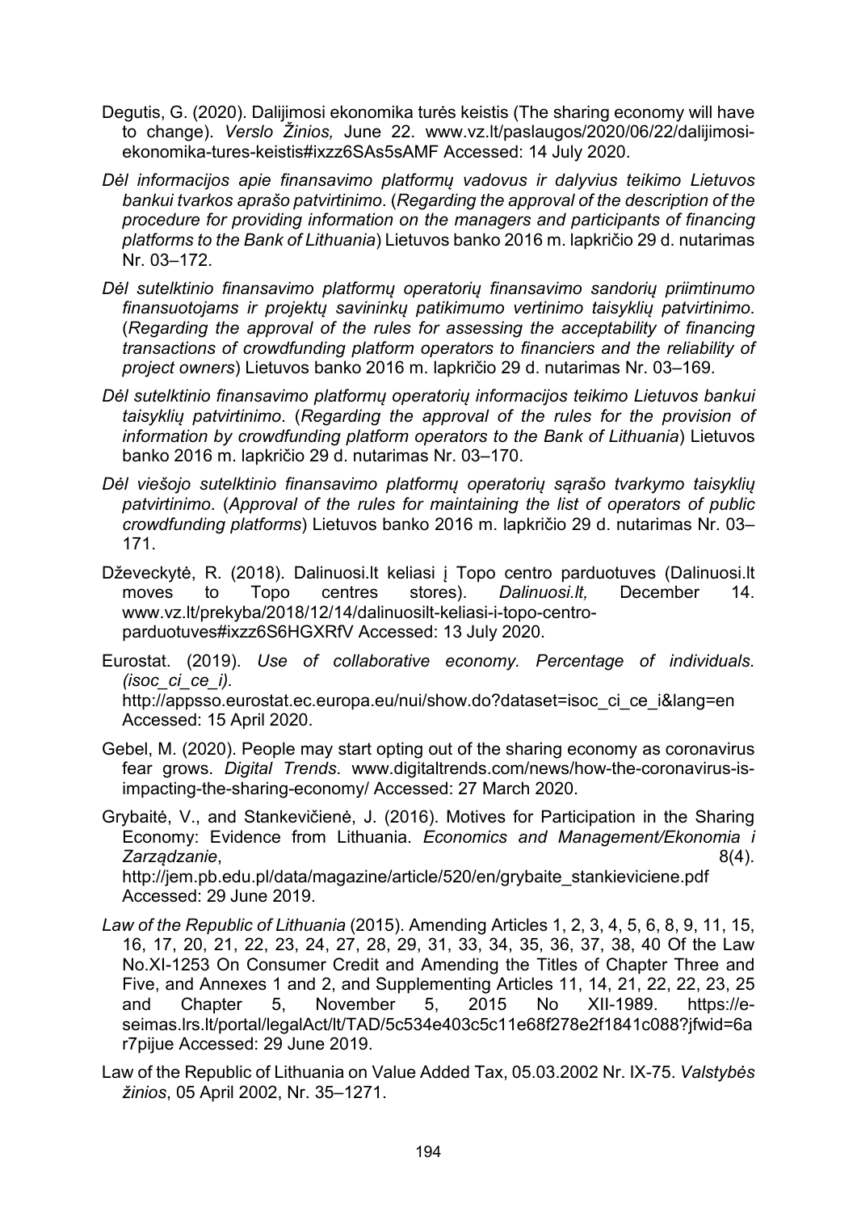Degutis, G. (2020). Dalijimosi ekonomika turės keistis (The sharing economy will have to change). *Verslo Žinios,* June 22. www.vz.lt/paslaugos/2020/06/22/dalijimosi-ekonomika-tures-keistis#ixzz6SAs5sAMF Accessed: 14 July 2020.

*Dėl informacijos apie finansavimo platformų vadovus ir dalyvius teikimo Lietuvos bankui tvarkos aprašo patvirtinimo*. (*Regarding the approval of the description of the procedure for providing information on the managers and participants of financing platforms to the Bank of Lithuania*) Lietuvos banko 2016 m. lapkričio 29 d. nutarimas Nr. 03–172.

*Dėl sutelktinio finansavimo platformų operatorių finansavimo sandorių priimtinumo finansuotojams ir projektų savininkų patikimumo vertinimo taisyklių patvirtinimo*. (*Regarding the approval of the rules for assessing the acceptability of financing transactions of crowdfunding platform operators to financiers and the reliability of project owners*) Lietuvos banko 2016 m. lapkričio 29 d. nutarimas Nr. 03–169.

*Dėl sutelktinio finansavimo platformų operatorių informacijos teikimo Lietuvos bankui taisyklių patvirtinimo*. (*Regarding the approval of the rules for the provision of information by crowdfunding platform operators to the Bank of Lithuania*) Lietuvos banko 2016 m. lapkričio 29 d. nutarimas Nr. 03–170.

*Dėl viešojo sutelktinio finansavimo platformų operatorių sąrašo tvarkymo taisyklių patvirtinimo*. (*Approval of the rules for maintaining the list of operators of public crowdfunding platforms*) Lietuvos banko 2016 m. lapkričio 29 d. nutarimas Nr. 03–171.

Dževeckytė, R. (2018). Dalinuosi.lt keliasi į Topo centro parduotuves (Dalinuosi.lt moves to Topo centres stores). *Dalinuosi.lt,* December 14. www.vz.lt/prekyba/2018/12/14/dalinuosilt-keliasi-i-topo-centro-parduotuves#ixzz6S6HGXRfV Accessed: 13 July 2020.

Eurostat. (2019). *Use of collaborative economy. Percentage of individuals. (isoc_ci_ce_i).* http://appsso.eurostat.ec.europa.eu/nui/show.do?dataset=isoc_ci_ce_i&lang=en Accessed: 15 April 2020.

Gebel, M. (2020). People may start opting out of the sharing economy as coronavirus fear grows. *Digital Trends*. www.digitaltrends.com/news/how-the-coronavirus-is-impacting-the-sharing-economy/ Accessed: 27 March 2020.

Grybaitė, V., and Stankevičienė, J. (2016). Motives for Participation in the Sharing Economy: Evidence from Lithuania. *Economics and Management/Ekonomia i Zarządzanie*, 8(4). http://jem.pb.edu.pl/data/magazine/article/520/en/grybaite_stankieviciene.pdf Accessed: 29 June 2019.

*Law of the Republic of Lithuania* (2015). Amending Articles 1, 2, 3, 4, 5, 6, 8, 9, 11, 15, 16, 17, 20, 21, 22, 23, 24, 27, 28, 29, 31, 33, 34, 35, 36, 37, 38, 40 Of the Law No.XI-1253 On Consumer Credit and Amending the Titles of Chapter Three and Five, and Annexes 1 and 2, and Supplementing Articles 11, 14, 21, 22, 22, 23, 25 and Chapter 5, November 5, 2015 No XII-1989. https://e-seimas.lrs.lt/portal/legalAct/lt/TAD/5c534e403c5c11e68f278e2f1841c088?jfwid=6ar7pijue Accessed: 29 June 2019.

Law of the Republic of Lithuania on Value Added Tax, 05.03.2002 Nr. IX-75. *Valstybės žinios*, 05 April 2002, Nr. 35–1271.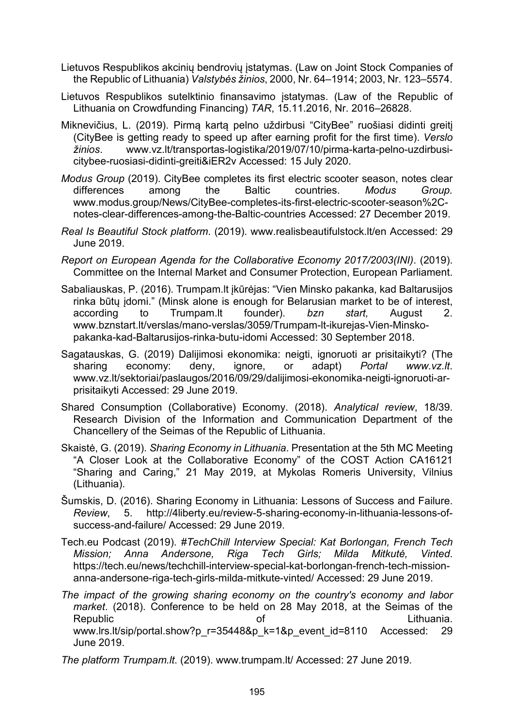Lietuvos Respublikos akcinių bendrovių įstatymas. (Law on Joint Stock Companies of the Republic of Lithuania) *Valstybės žinios*, 2000, Nr. 64–1914; 2003, Nr. 123–5574.

Lietuvos Respublikos sutelktinio finansavimo įstatymas. (Law of the Republic of Lithuania on Crowdfunding Financing) *TAR*, 15.11.2016, Nr. 2016–26828.

Miknevičius, L. (2019). Pirmą kartą pelno uždirbusi "CityBee" ruošiasi didinti greitį (CityBee is getting ready to speed up after earning profit for the first time). *Verslo žinios*. www.vz.lt/transportas-logistika/2019/07/10/pirma-karta-pelno-uzdirbusi-citybee-ruosiasi-didinti-greiti&iER2v Accessed: 15 July 2020.

*Modus Group* (2019). CityBee completes its first electric scooter season, notes clear differences among the Baltic countries. *Modus Group*. www.modus.group/News/CityBee-completes-its-first-electric-scooter-season%2C-notes-clear-differences-among-the-Baltic-countries Accessed: 27 December 2019.

*Real Is Beautiful Stock platform*. (2019). www.realisbeautifulstock.lt/en Accessed: 29 June 2019.

*Report on European Agenda for the Collaborative Economy 2017/2003(INI)*. (2019). Committee on the Internal Market and Consumer Protection, European Parliament.

Sabaliauskas, P. (2016). Trumpam.lt įkūrėjas: "Vien Minsko pakanka, kad Baltarusijos rinka būtų įdomi." (Minsk alone is enough for Belarusian market to be of interest, according to Trumpam.lt founder). *bzn start,* August 2. www.bznstart.lt/verslas/mano-verslas/3059/Trumpam-lt-ikurejas-Vien-Minsko-pakanka-kad-Baltarusijos-rinka-butu-idomi Accessed: 30 September 2018.

Sagatauskas, G. (2019) Dalijimosi ekonomika: neigti, ignoruoti ar prisitaikyti? (The sharing economy: deny, ignore, or adapt) *Portal www.vz.lt*. www.vz.lt/sektoriai/paslaugos/2016/09/29/dalijimosi-ekonomika-neigti-ignoruoti-ar-prisitaikyti Accessed: 29 June 2019.

Shared Consumption (Collaborative) Economy. (2018). *Analytical review*, 18/39. Research Division of the Information and Communication Department of the Chancellery of the Seimas of the Republic of Lithuania.

Skaistė, G. (2019). *Sharing Economy in Lithuania*. Presentation at the 5th MC Meeting "A Closer Look at the Collaborative Economy" of the COST Action CA16121 "Sharing and Caring," 21 May 2019, at Mykolas Romeris University, Vilnius (Lithuania).

Šumskis, D. (2016). Sharing Economy in Lithuania: Lessons of Success and Failure. *Review*, 5. http://4liberty.eu/review-5-sharing-economy-in-lithuania-lessons-of-success-and-failure/ Accessed: 29 June 2019.

Tech.eu Podcast (2019). *#TechChill Interview Special: Kat Borlongan, French Tech Mission; Anna Andersone, Riga Tech Girls; Milda Mitkutė, Vinted*. https://tech.eu/news/techchill-interview-special-kat-borlongan-french-tech-mission-anna-andersone-riga-tech-girls-milda-mitkute-vinted/ Accessed: 29 June 2019.

*The impact of the growing sharing economy on the country's economy and labor market*. (2018). Conference to be held on 28 May 2018, at the Seimas of the Republic of Lithuania. www.lrs.lt/sip/portal.show?p_r=35448&p_k=1&p_event_id=8110 Accessed: 29 June 2019.

*The platform Trumpam.lt*. (2019). www.trumpam.lt/ Accessed: 27 June 2019.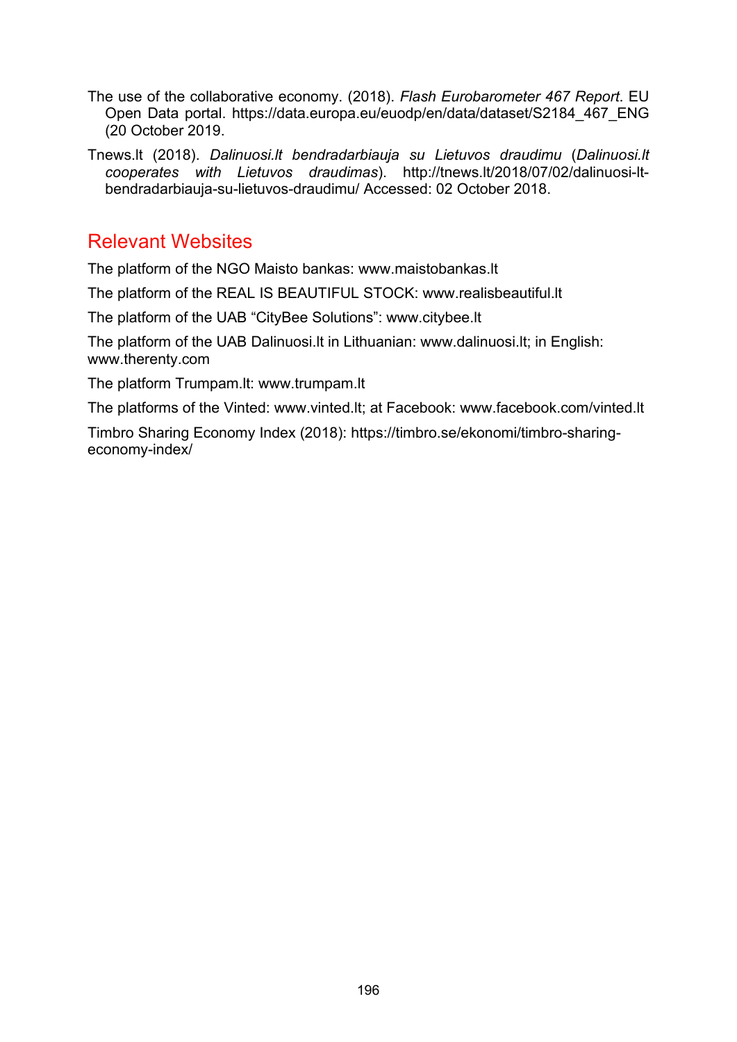The use of the collaborative economy. (2018). *Flash Eurobarometer 467 Report*. EU Open Data portal. https://data.europa.eu/euodp/en/data/dataset/S2184_467_ENG (20 October 2019.

Tnews.lt (2018). *Dalinuosi.lt bendradarbiauja su Lietuvos draudimu* (*Dalinuosi.lt cooperates with Lietuvos draudimas*). http://tnews.lt/2018/07/02/dalinuosi-lt-bendradarbiauja-su-lietuvos-draudimu/ Accessed: 02 October 2018.

## Relevant Websites

The platform of the NGO Maisto bankas: www.maistobankas.lt

The platform of the REAL IS BEAUTIFUL STOCK: www.realisbeautiful.lt

The platform of the UAB "CityBee Solutions": www.citybee.lt

The platform of the UAB Dalinuosi.lt in Lithuanian: www.dalinuosi.lt; in English: www.therenty.com

The platform Trumpam.lt: www.trumpam.lt

The platforms of the Vinted: www.vinted.lt; at Facebook: www.facebook.com/vinted.lt

Timbro Sharing Economy Index (2018): https://timbro.se/ekonomi/timbro-sharing-economy-index/